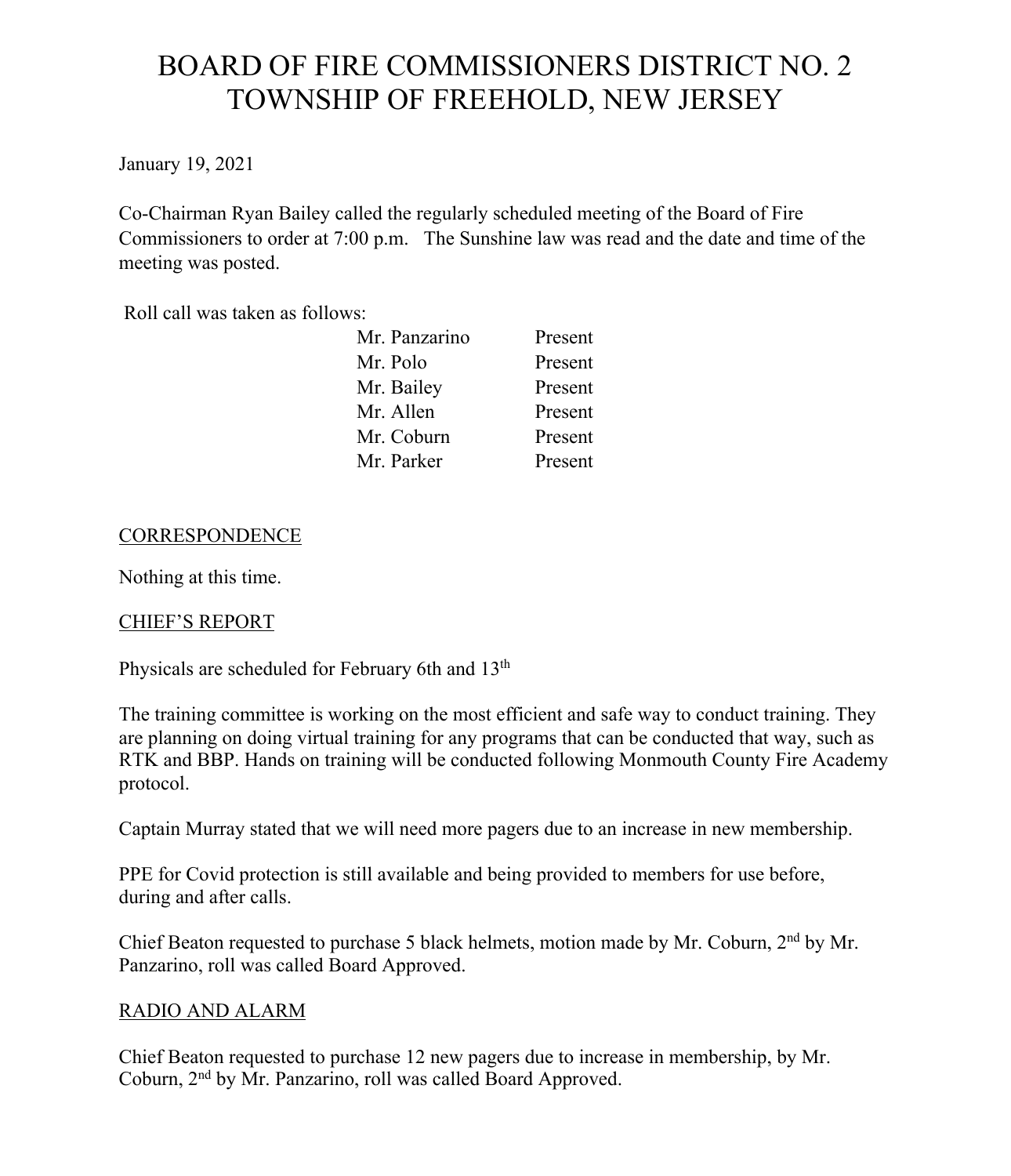# BOARD OF FIRE COMMISSIONERS DISTRICT NO. 2
# TOWNSHIP OF FREEHOLD, NEW JERSEY

January 19, 2021

Co-Chairman Ryan Bailey called the regularly scheduled meeting of the Board of Fire Commissioners to order at 7:00 p.m. The Sunshine law was read and the date and time of the meeting was posted.

Roll call was taken as follows:

| | |
|---|---|
| Mr. Panzarino | Present |
| Mr. Polo | Present |
| Mr. Bailey | Present |
| Mr. Allen | Present |
| Mr. Coburn | Present |
| Mr. Parker | Present |

## CORRESPONDENCE

Nothing at this time.

## CHIEF'S REPORT

Physicals are scheduled for February 6th and 13th

The training committee is working on the most efficient and safe way to conduct training. They are planning on doing virtual training for any programs that can be conducted that way, such as RTK and BBP. Hands on training will be conducted following Monmouth County Fire Academy protocol.

Captain Murray stated that we will need more pagers due to an increase in new membership.

PPE for Covid protection is still available and being provided to members for use before, during and after calls.

Chief Beaton requested to purchase 5 black helmets, motion made by Mr. Coburn, 2nd by Mr. Panzarino, roll was called Board Approved.

## RADIO AND ALARM

Chief Beaton requested to purchase 12 new pagers due to increase in membership, by Mr. Coburn, 2nd by Mr. Panzarino, roll was called Board Approved.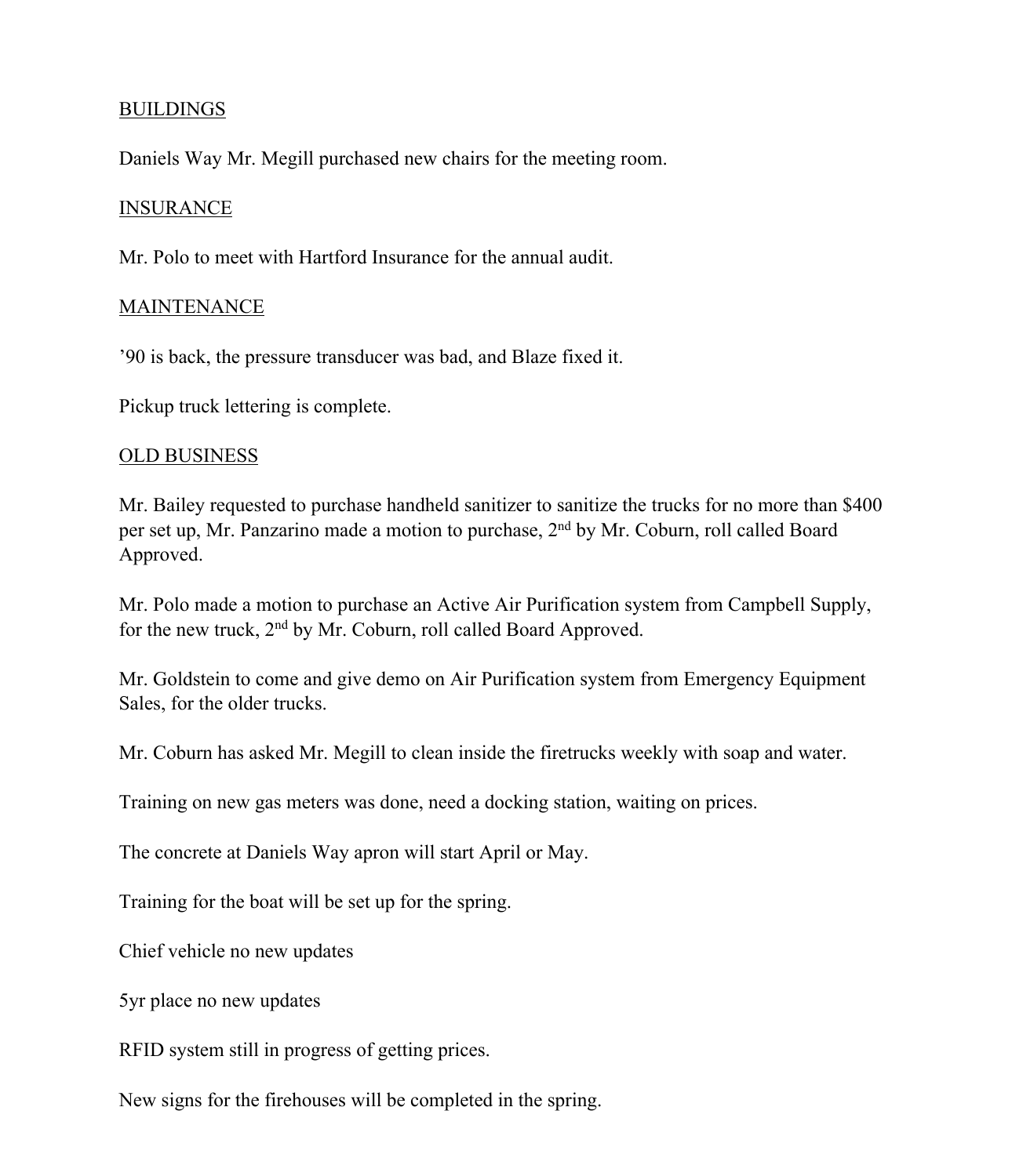## BUILDINGS

Daniels Way Mr. Megill purchased new chairs for the meeting room.

## INSURANCE

Mr. Polo to meet with Hartford Insurance for the annual audit.

## MAINTENANCE

’90 is back, the pressure transducer was bad, and Blaze fixed it.

Pickup truck lettering is complete.

## OLD BUSINESS

Mr. Bailey requested to purchase handheld sanitizer to sanitize the trucks for no more than $400 per set up, Mr. Panzarino made a motion to purchase, 2nd by Mr. Coburn, roll called Board Approved.

Mr. Polo made a motion to purchase an Active Air Purification system from Campbell Supply, for the new truck, 2nd by Mr. Coburn, roll called Board Approved.

Mr. Goldstein to come and give demo on Air Purification system from Emergency Equipment Sales, for the older trucks.

Mr. Coburn has asked Mr. Megill to clean inside the firetrucks weekly with soap and water.

Training on new gas meters was done, need a docking station, waiting on prices.

The concrete at Daniels Way apron will start April or May.

Training for the boat will be set up for the spring.

Chief vehicle no new updates

5yr place no new updates

RFID system still in progress of getting prices.

New signs for the firehouses will be completed in the spring.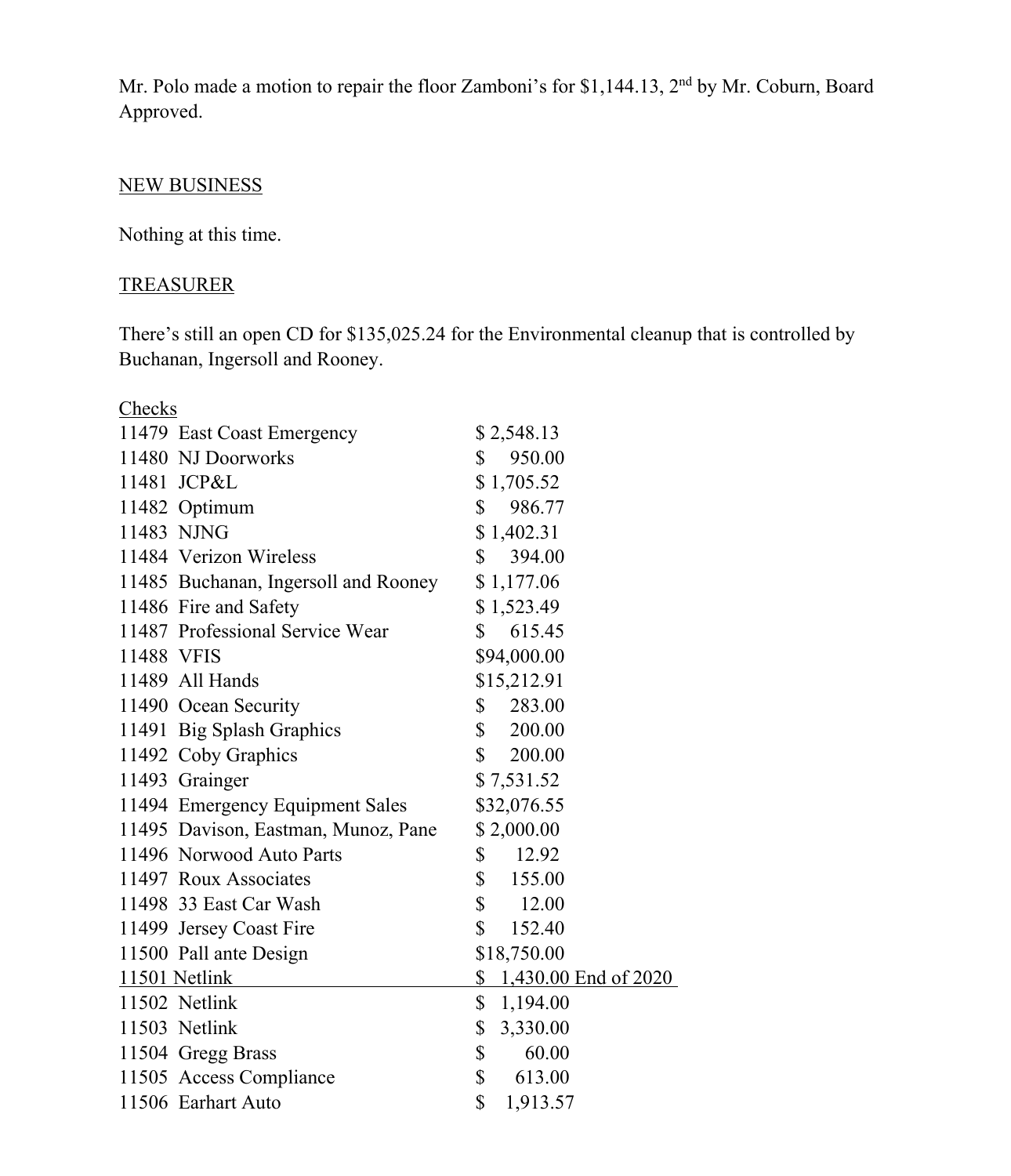Mr. Polo made a motion to repair the floor Zamboni's for $1,144.13, 2nd by Mr. Coburn, Board Approved.

NEW BUSINESS

Nothing at this time.

TREASURER

There's still an open CD for $135,025.24 for the Environmental cleanup that is controlled by Buchanan, Ingersoll and Rooney.

Checks

| Check | Payee | Amount | Note |
|---|---|---|---|
| 11479 | East Coast Emergency | $ 2,548.13 | |
| 11480 | NJ Doorworks | $ 950.00 | |
| 11481 | JCP&L | $ 1,705.52 | |
| 11482 | Optimum | $ 986.77 | |
| 11483 | NJNG | $ 1,402.31 | |
| 11484 | Verizon Wireless | $ 394.00 | |
| 11485 | Buchanan, Ingersoll and Rooney | $ 1,177.06 | |
| 11486 | Fire and Safety | $ 1,523.49 | |
| 11487 | Professional Service Wear | $ 615.45 | |
| 11488 | VFIS | $94,000.00 | |
| 11489 | All Hands | $15,212.91 | |
| 11490 | Ocean Security | $ 283.00 | |
| 11491 | Big Splash Graphics | $ 200.00 | |
| 11492 | Coby Graphics | $ 200.00 | |
| 11493 | Grainger | $ 7,531.52 | |
| 11494 | Emergency Equipment Sales | $32,076.55 | |
| 11495 | Davison, Eastman, Munoz, Pane | $ 2,000.00 | |
| 11496 | Norwood Auto Parts | $ 12.92 | |
| 11497 | Roux Associates | $ 155.00 | |
| 11498 | 33 East Car Wash | $ 12.00 | |
| 11499 | Jersey Coast Fire | $ 152.40 | |
| 11500 | Pall ante Design | $18,750.00 | |
| 11501 | Netlink | $ 1,430.00 | End of 2020 |
| 11502 | Netlink | $ 1,194.00 | |
| 11503 | Netlink | $ 3,330.00 | |
| 11504 | Gregg Brass | $ 60.00 | |
| 11505 | Access Compliance | $ 613.00 | |
| 11506 | Earhart Auto | $ 1,913.57 | |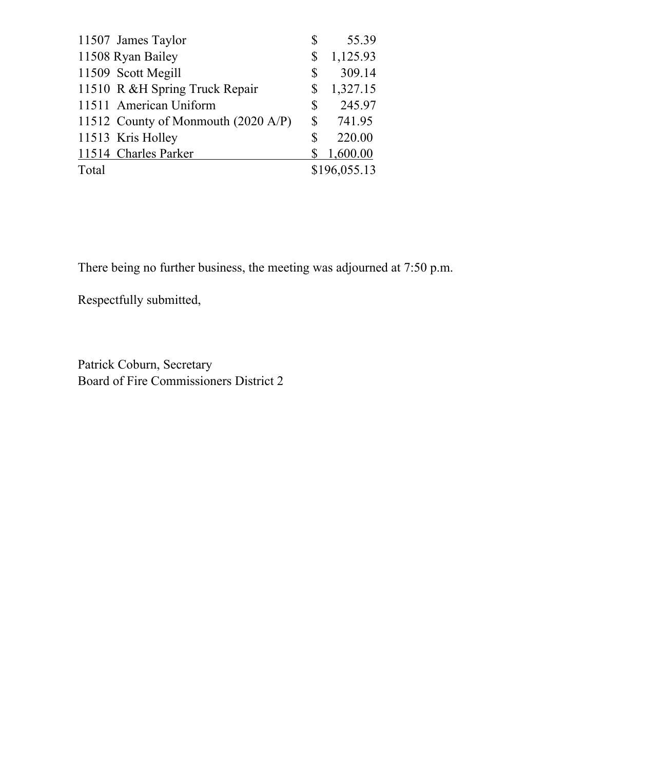| | |
|---|---|
| 11507 James Taylor | $ 55.39 |
| 11508 Ryan Bailey | $ 1,125.93 |
| 11509 Scott Megill | $ 309.14 |
| 11510 R &H Spring Truck Repair | $ 1,327.15 |
| 11511 American Uniform | $ 245.97 |
| 11512 County of Monmouth (2020 A/P) | $ 741.95 |
| 11513 Kris Holley | $ 220.00 |
| 11514 Charles Parker | $ 1,600.00 |
| Total | $196,055.13 |

There being no further business, the meeting was adjourned at 7:50 p.m.

Respectfully submitted,

Patrick Coburn, Secretary
Board of Fire Commissioners District 2